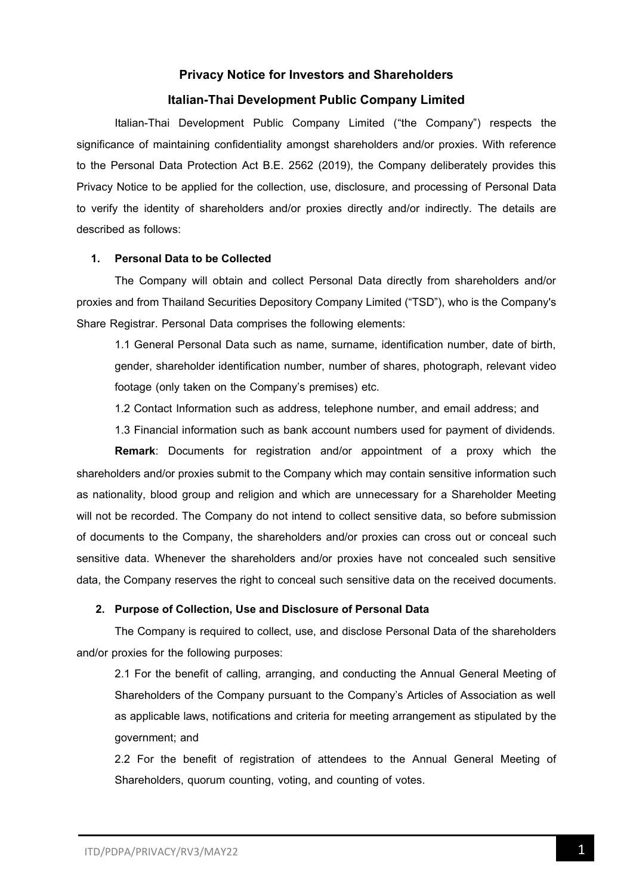# Privacy Notice for Investors and Shareholders

## Italian-Thai Development Public Company Limited

Italian-Thai Development Public Company Limited ("the Company") respects the significance of maintaining confidentiality amongst shareholders and/or proxies. With reference to the Personal Data Protection Act B.E. 2562 (2019), the Company deliberately provides this Privacy Notice to be applied for the collection, use, disclosure, and processing of Personal Data to verify the identity of shareholders and/or proxies directly and/or indirectly. The details are described as follows:

### 1. Personal Data to be Collected

The Company will obtain and collect Personal Data directly from shareholders and/or proxies and from Thailand Securities Depository Company Limited ("TSD"), who is the Company's Share Registrar. Personal Data comprises the following elements:

1.1 General Personal Data such as name, surname, identification number, date of birth, gender, shareholder identification number, number of shares, photograph, relevant video footage (only taken on the Company's premises) etc.

1.2 Contact Information such as address, telephone number, and email address; and

1.3 Financial information such as bank account numbers used for payment of dividends.

**Remark**: Documents for registration and/or appointment of a proxy which the shareholders and/or proxies submit to the Company which may contain sensitive information such as nationality, blood group and religion and which are unnecessary for a Shareholder Meeting will not be recorded. The Company do not intend to collect sensitive data, so before submission of documents to the Company, the shareholders and/or proxies can cross out or conceal such sensitive data. Whenever the shareholders and/or proxies have not concealed such sensitive data, the Company reserves the right to conceal such sensitive data on the received documents.

### 2. Purpose of Collection, Use and Disclosure of Personal Data

The Company is required to collect, use, and disclose Personal Data of the shareholders and/or proxies for the following purposes:

2.1 For the benefit of calling, arranging, and conducting the Annual General Meeting of Shareholders of the Company pursuant to the Company's Articles of Association as well as applicable laws, notifications and criteria for meeting arrangement as stipulated by the government; and

2.2 For the benefit of registration of attendees to the Annual General Meeting of Shareholders, quorum counting, voting, and counting of votes.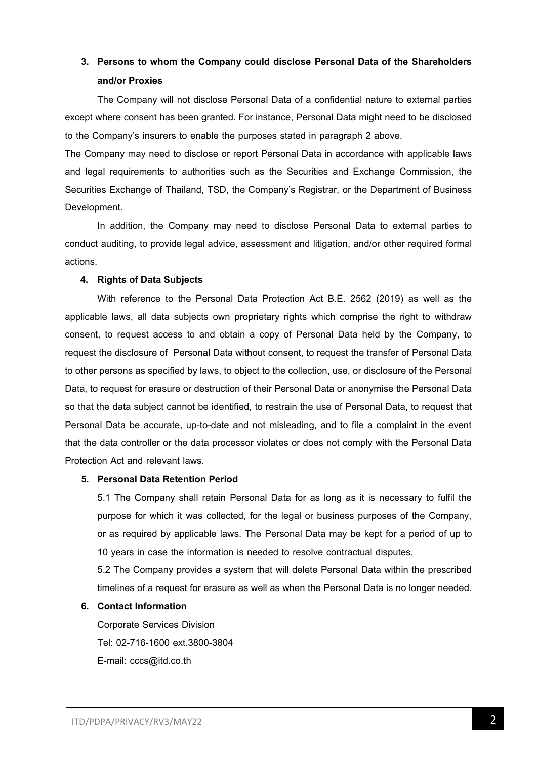## 3. Persons to whom the Company could disclose Personal Data of the Shareholders and/or Proxies

The Company will not disclose Personal Data of a confidential nature to external parties except where consent has been granted. For instance, Personal Data might need to be disclosed to the Company's insurers to enable the purposes stated in paragraph 2 above.

The Company may need to disclose or report Personal Data in accordance with applicable laws and legal requirements to authorities such as the Securities and Exchange Commission, the Securities Exchange of Thailand, TSD, the Company's Registrar, or the Department of Business Development.

In addition, the Company may need to disclose Personal Data to external parties to conduct auditing, to provide legal advice, assessment and litigation, and/or other required formal actions.

## 4. Rights of Data Subjects

With reference to the Personal Data Protection Act B.E. 2562 (2019) as well as the applicable laws, all data subjects own proprietary rights which comprise the right to withdraw consent, to request access to and obtain a copy of Personal Data held by the Company, to request the disclosure of Personal Data without consent, to request the transfer of Personal Data to other persons as specified by laws, to object to the collection, use, or disclosure of the Personal Data, to request for erasure or destruction of their Personal Data or anonymise the Personal Data so that the data subject cannot be identified, to restrain the use of Personal Data, to request that Personal Data be accurate, up-to-date and not misleading, and to file a complaint in the event that the data controller or the data processor violates or does not comply with the Personal Data Protection Act and relevant laws.

## 5. Personal Data Retention Period

5.1 The Company shall retain Personal Data for as long as it is necessary to fulfil the purpose for which it was collected, for the legal or business purposes of the Company, or as required by applicable laws. The Personal Data may be kept for a period of up to 10 years in case the information is needed to resolve contractual disputes.

5.2 The Company provides a system that will delete Personal Data within the prescribed timelines of a request for erasure as well as when the Personal Data is no longer needed.

## 6. Contact Information

Corporate Services Division

Tel: 02-716-1600 ext.3800-3804

E-mail: cccs@itd.co.th

ITD/PDPA/PRIVACY/RV3/MAY22